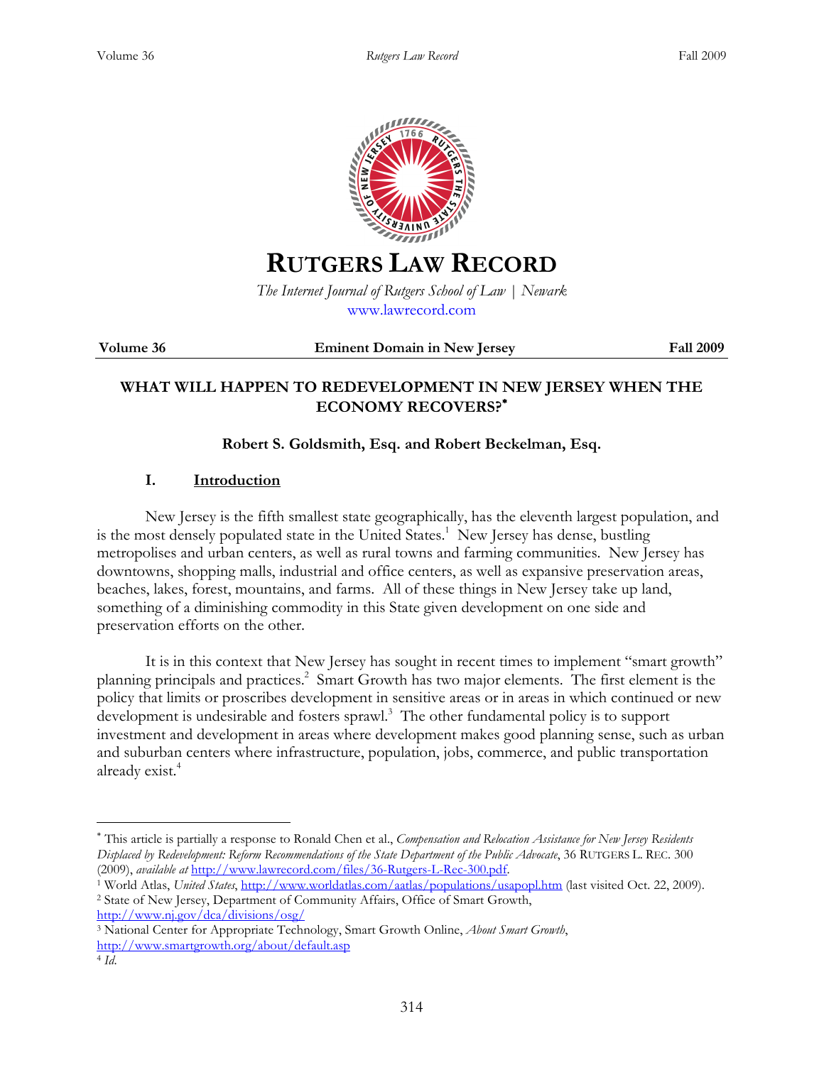# RUTGERS LAW RECORD

*The Internet Journal of Rutgers School of Law | Newark*
www.lawrecord.com

**Volume 36** **Eminent Domain in New Jersey** **Fall 2009**

## WHAT WILL HAPPEN TO REDEVELOPMENT IN NEW JERSEY WHEN THE ECONOMY RECOVERS?*

**Robert S. Goldsmith, Esq. and Robert Beckelman, Esq.**

### I. Introduction

New Jersey is the fifth smallest state geographically, has the eleventh largest population, and is the most densely populated state in the United States.[1] New Jersey has dense, bustling metropolises and urban centers, as well as rural towns and farming communities. New Jersey has downtowns, shopping malls, industrial and office centers, as well as expansive preservation areas, beaches, lakes, forest, mountains, and farms. All of these things in New Jersey take up land, something of a diminishing commodity in this State given development on one side and preservation efforts on the other.

It is in this context that New Jersey has sought in recent times to implement "smart growth" planning principals and practices.[2] Smart Growth has two major elements. The first element is the policy that limits or proscribes development in sensitive areas or in areas in which continued or new development is undesirable and fosters sprawl.[3] The other fundamental policy is to support investment and development in areas where development makes good planning sense, such as urban and suburban centers where infrastructure, population, jobs, commerce, and public transportation already exist.[4]

---

\* This article is partially a response to Ronald Chen et al., *Compensation and Relocation Assistance for New Jersey Residents Displaced by Redevelopment: Reform Recommendations of the State Department of the Public Advocate*, 36 RUTGERS L. REC. 300 (2009), *available at* http://www.lawrecord.com/files/36-Rutgers-L-Rec-300.pdf.

[1] World Atlas, *United States*, http://www.worldatlas.com/aatlas/populations/usapopl.htm (last visited Oct. 22, 2009).

[2] State of New Jersey, Department of Community Affairs, Office of Smart Growth, http://www.nj.gov/dca/divisions/osg/

[3] National Center for Appropriate Technology, Smart Growth Online, *About Smart Growth*, http://www.smartgrowth.org/about/default.asp

[4] *Id.*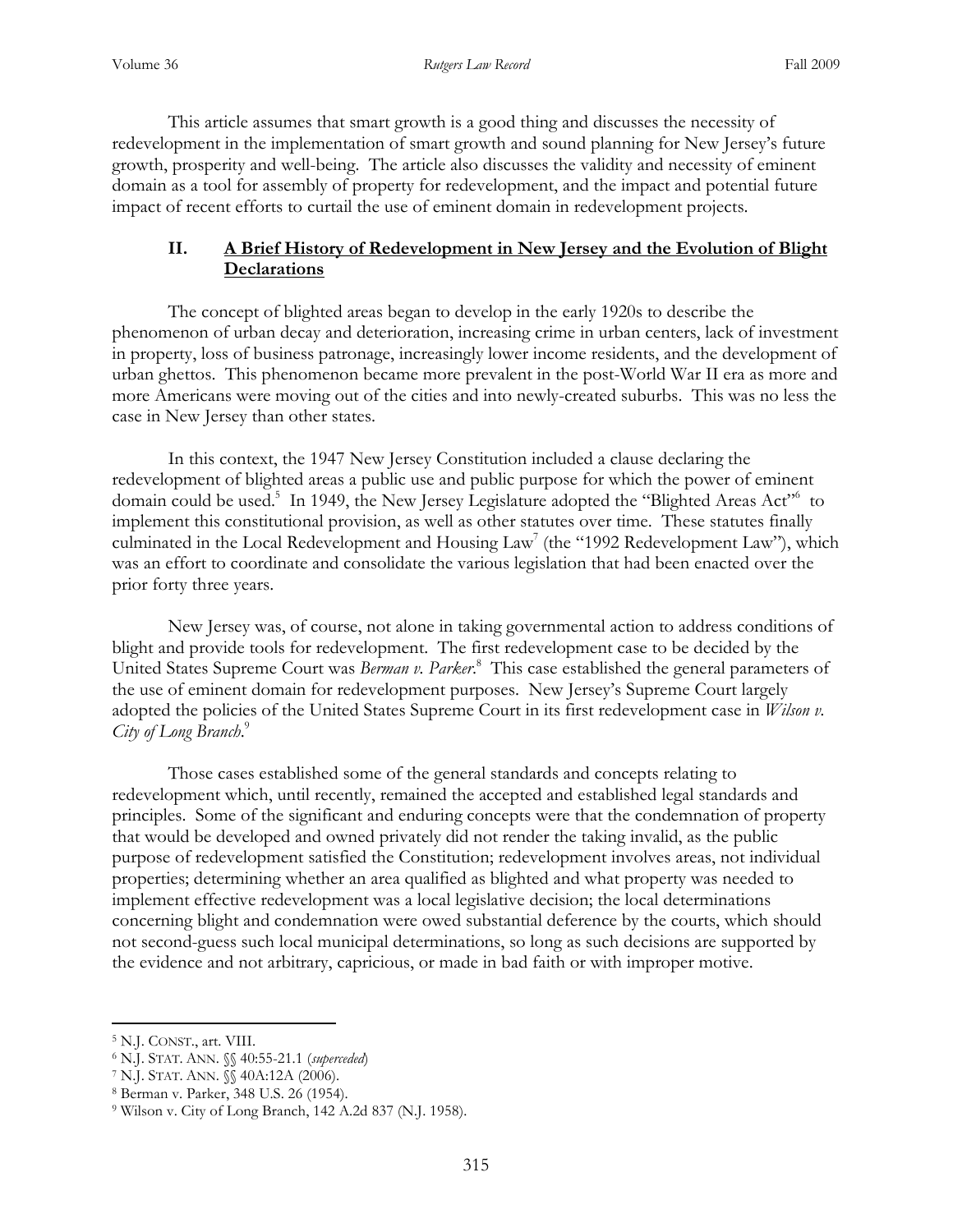This article assumes that smart growth is a good thing and discusses the necessity of redevelopment in the implementation of smart growth and sound planning for New Jersey's future growth, prosperity and well-being. The article also discusses the validity and necessity of eminent domain as a tool for assembly of property for redevelopment, and the impact and potential future impact of recent efforts to curtail the use of eminent domain in redevelopment projects.

## II. A Brief History of Redevelopment in New Jersey and the Evolution of Blight Declarations

The concept of blighted areas began to develop in the early 1920s to describe the phenomenon of urban decay and deterioration, increasing crime in urban centers, lack of investment in property, loss of business patronage, increasingly lower income residents, and the development of urban ghettos. This phenomenon became more prevalent in the post-World War II era as more and more Americans were moving out of the cities and into newly-created suburbs. This was no less the case in New Jersey than other states.

In this context, the 1947 New Jersey Constitution included a clause declaring the redevelopment of blighted areas a public use and public purpose for which the power of eminent domain could be used.[5] In 1949, the New Jersey Legislature adopted the "Blighted Areas Act"[6] to implement this constitutional provision, as well as other statutes over time. These statutes finally culminated in the Local Redevelopment and Housing Law[7] (the "1992 Redevelopment Law"), which was an effort to coordinate and consolidate the various legislation that had been enacted over the prior forty three years.

New Jersey was, of course, not alone in taking governmental action to address conditions of blight and provide tools for redevelopment. The first redevelopment case to be decided by the United States Supreme Court was *Berman v. Parker*.[8] This case established the general parameters of the use of eminent domain for redevelopment purposes. New Jersey's Supreme Court largely adopted the policies of the United States Supreme Court in its first redevelopment case in *Wilson v. City of Long Branch*.[9]

Those cases established some of the general standards and concepts relating to redevelopment which, until recently, remained the accepted and established legal standards and principles. Some of the significant and enduring concepts were that the condemnation of property that would be developed and owned privately did not render the taking invalid, as the public purpose of redevelopment satisfied the Constitution; redevelopment involves areas, not individual properties; determining whether an area qualified as blighted and what property was needed to implement effective redevelopment was a local legislative decision; the local determinations concerning blight and condemnation were owed substantial deference by the courts, which should not second-guess such local municipal determinations, so long as such decisions are supported by the evidence and not arbitrary, capricious, or made in bad faith or with improper motive.

---

[5] N.J. CONST., art. VIII.

[6] N.J. STAT. ANN. §§ 40:55-21.1 (*superceded*)

[7] N.J. STAT. ANN. §§ 40A:12A (2006).

[8] Berman v. Parker, 348 U.S. 26 (1954).

[9] Wilson v. City of Long Branch, 142 A.2d 837 (N.J. 1958).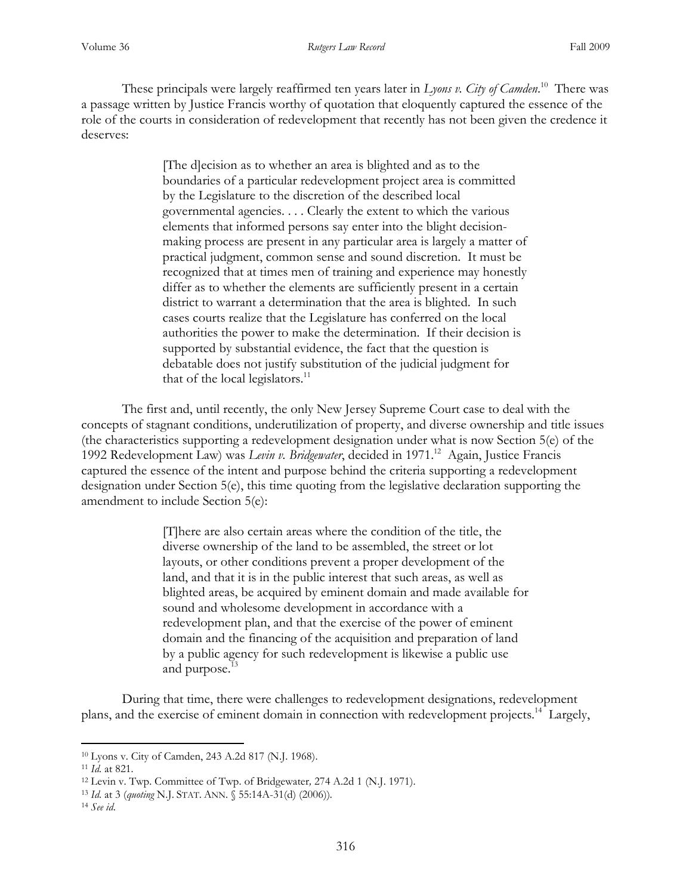These principals were largely reaffirmed ten years later in *Lyons v. City of Camden*.[10] There was a passage written by Justice Francis worthy of quotation that eloquently captured the essence of the role of the courts in consideration of redevelopment that recently has not been given the credence it deserves:

> [The d]ecision as to whether an area is blighted and as to the boundaries of a particular redevelopment project area is committed by the Legislature to the discretion of the described local governmental agencies. . . . Clearly the extent to which the various elements that informed persons say enter into the blight decision-making process are present in any particular area is largely a matter of practical judgment, common sense and sound discretion. It must be recognized that at times men of training and experience may honestly differ as to whether the elements are sufficiently present in a certain district to warrant a determination that the area is blighted. In such cases courts realize that the Legislature has conferred on the local authorities the power to make the determination. If their decision is supported by substantial evidence, the fact that the question is debatable does not justify substitution of the judicial judgment for that of the local legislators.[11]

The first and, until recently, the only New Jersey Supreme Court case to deal with the concepts of stagnant conditions, underutilization of property, and diverse ownership and title issues (the characteristics supporting a redevelopment designation under what is now Section 5(e) of the 1992 Redevelopment Law) was *Levin v. Bridgewater*, decided in 1971.[12] Again, Justice Francis captured the essence of the intent and purpose behind the criteria supporting a redevelopment designation under Section 5(e), this time quoting from the legislative declaration supporting the amendment to include Section 5(e):

> [T]here are also certain areas where the condition of the title, the diverse ownership of the land to be assembled, the street or lot layouts, or other conditions prevent a proper development of the land, and that it is in the public interest that such areas, as well as blighted areas, be acquired by eminent domain and made available for sound and wholesome development in accordance with a redevelopment plan, and that the exercise of the power of eminent domain and the financing of the acquisition and preparation of land by a public agency for such redevelopment is likewise a public use and purpose.[13]

During that time, there were challenges to redevelopment designations, redevelopment plans, and the exercise of eminent domain in connection with redevelopment projects.[14] Largely,

---

[10] Lyons v. City of Camden, 243 A.2d 817 (N.J. 1968).

[11] *Id.* at 821.

[12] Levin v. Twp. Committee of Twp. of Bridgewater, 274 A.2d 1 (N.J. 1971).

[13] *Id.* at 3 (*quoting* N.J. STAT. ANN. § 55:14A-31(d) (2006)).

[14] *See id.*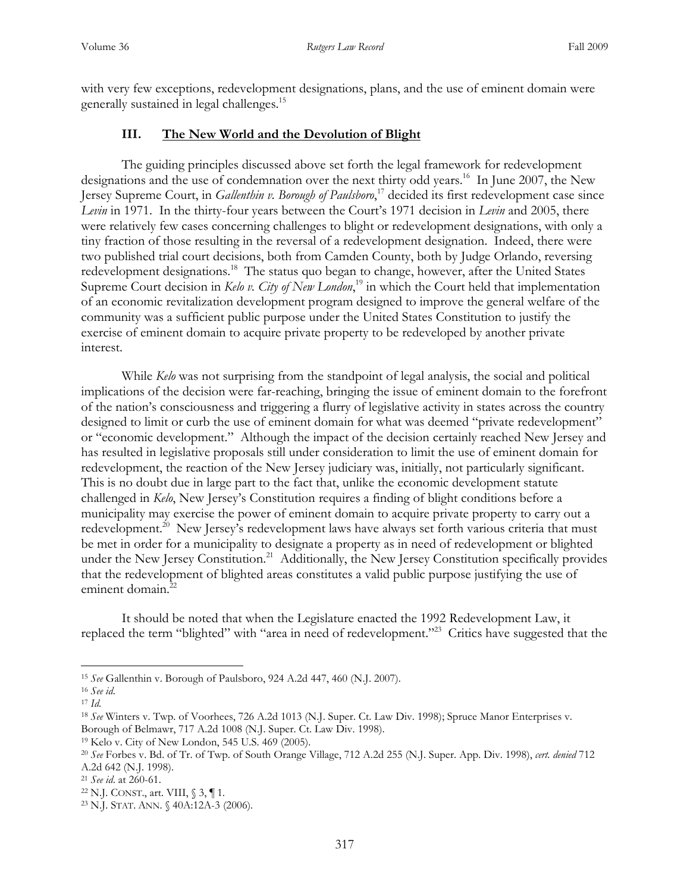with very few exceptions, redevelopment designations, plans, and the use of eminent domain were generally sustained in legal challenges.[15]

## III. <u>The New World and the Devolution of Blight</u>

The guiding principles discussed above set forth the legal framework for redevelopment designations and the use of condemnation over the next thirty odd years.[16] In June 2007, the New Jersey Supreme Court, in *Gallenthin v. Borough of Paulsboro*,[17] decided its first redevelopment case since *Levin* in 1971. In the thirty-four years between the Court's 1971 decision in *Levin* and 2005, there were relatively few cases concerning challenges to blight or redevelopment designations, with only a tiny fraction of those resulting in the reversal of a redevelopment designation. Indeed, there were two published trial court decisions, both from Camden County, both by Judge Orlando, reversing redevelopment designations.[18] The status quo began to change, however, after the United States Supreme Court decision in *Kelo v. City of New London*,[19] in which the Court held that implementation of an economic revitalization development program designed to improve the general welfare of the community was a sufficient public purpose under the United States Constitution to justify the exercise of eminent domain to acquire private property to be redeveloped by another private interest.

While *Kelo* was not surprising from the standpoint of legal analysis, the social and political implications of the decision were far-reaching, bringing the issue of eminent domain to the forefront of the nation's consciousness and triggering a flurry of legislative activity in states across the country designed to limit or curb the use of eminent domain for what was deemed "private redevelopment" or "economic development." Although the impact of the decision certainly reached New Jersey and has resulted in legislative proposals still under consideration to limit the use of eminent domain for redevelopment, the reaction of the New Jersey judiciary was, initially, not particularly significant. This is no doubt due in large part to the fact that, unlike the economic development statute challenged in *Kelo*, New Jersey's Constitution requires a finding of blight conditions before a municipality may exercise the power of eminent domain to acquire private property to carry out a redevelopment.[20] New Jersey's redevelopment laws have always set forth various criteria that must be met in order for a municipality to designate a property as in need of redevelopment or blighted under the New Jersey Constitution.[21] Additionally, the New Jersey Constitution specifically provides that the redevelopment of blighted areas constitutes a valid public purpose justifying the use of eminent domain.[22]

It should be noted that when the Legislature enacted the 1992 Redevelopment Law, it replaced the term "blighted" with "area in need of redevelopment."[23] Critics have suggested that the

---

[15] *See* Gallenthin v. Borough of Paulsboro, 924 A.2d 447, 460 (N.J. 2007).

[16] *See id.*

[17] *Id.*

[18] *See* Winters v. Twp. of Voorhees, 726 A.2d 1013 (N.J. Super. Ct. Law Div. 1998); Spruce Manor Enterprises v. Borough of Belmawr, 717 A.2d 1008 (N.J. Super. Ct. Law Div. 1998).

[19] Kelo v. City of New London, 545 U.S. 469 (2005).

[20] *See* Forbes v. Bd. of Tr. of Twp. of South Orange Village, 712 A.2d 255 (N.J. Super. App. Div. 1998), *cert. denied* 712 A.2d 642 (N.J. 1998).

[21] *See id.* at 260-61.

[22] N.J. CONST., art. VIII, § 3, ¶ 1.

[23] N.J. STAT. ANN. § 40A:12A-3 (2006).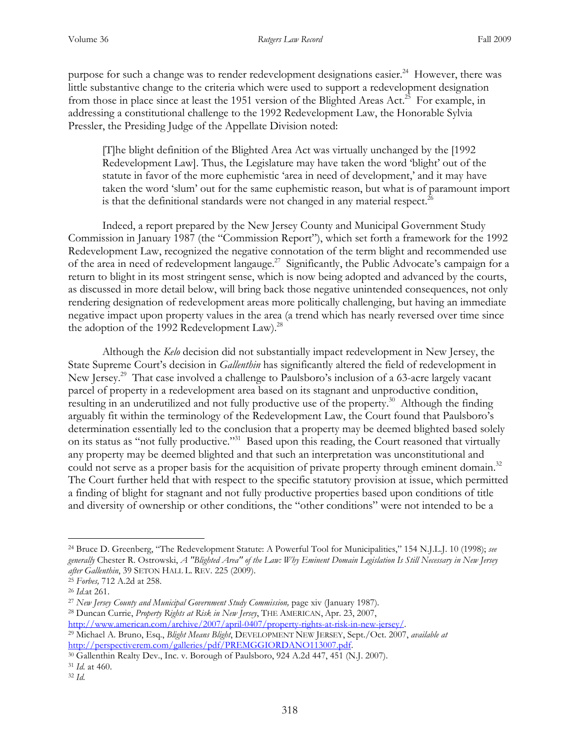purpose for such a change was to render redevelopment designations easier.[24] However, there was little substantive change to the criteria which were used to support a redevelopment designation from those in place since at least the 1951 version of the Blighted Areas Act.[25] For example, in addressing a constitutional challenge to the 1992 Redevelopment Law, the Honorable Sylvia Pressler, the Presiding Judge of the Appellate Division noted:

> [T]he blight definition of the Blighted Area Act was virtually unchanged by the [1992 Redevelopment Law]. Thus, the Legislature may have taken the word 'blight' out of the statute in favor of the more euphemistic 'area in need of development,' and it may have taken the word 'slum' out for the same euphemistic reason, but what is of paramount import is that the definitional standards were not changed in any material respect.[26]

Indeed, a report prepared by the New Jersey County and Municipal Government Study Commission in January 1987 (the "Commission Report"), which set forth a framework for the 1992 Redevelopment Law, recognized the negative connotation of the term blight and recommended use of the area in need of redevelopment langauge.[27] Significantly, the Public Advocate's campaign for a return to blight in its most stringent sense, which is now being adopted and advanced by the courts, as discussed in more detail below, will bring back those negative unintended consequences, not only rendering designation of redevelopment areas more politically challenging, but having an immediate negative impact upon property values in the area (a trend which has nearly reversed over time since the adoption of the 1992 Redevelopment Law).[28]

Although the *Kelo* decision did not substantially impact redevelopment in New Jersey, the State Supreme Court's decision in *Gallenthin* has significantly altered the field of redevelopment in New Jersey.[29] That case involved a challenge to Paulsboro's inclusion of a 63-acre largely vacant parcel of property in a redevelopment area based on its stagnant and unproductive condition, resulting in an underutilized and not fully productive use of the property.[30] Although the finding arguably fit within the terminology of the Redevelopment Law, the Court found that Paulsboro's determination essentially led to the conclusion that a property may be deemed blighted based solely on its status as "not fully productive."[31] Based upon this reading, the Court reasoned that virtually any property may be deemed blighted and that such an interpretation was unconstitutional and could not serve as a proper basis for the acquisition of private property through eminent domain.[32] The Court further held that with respect to the specific statutory provision at issue, which permitted a finding of blight for stagnant and not fully productive properties based upon conditions of title and diversity of ownership or other conditions, the "other conditions" were not intended to be a

---

[24] Bruce D. Greenberg, "The Redevelopment Statute: A Powerful Tool for Municipalities," 154 N.J.L.J. 10 (1998); *see generally* Chester R. Ostrowski, *A "Blighted Area" of the Law: Why Eminent Domain Legislation Is Still Necessary in New Jersey after Gallenthin*, 39 SETON HALL L. REV. 225 (2009).

[25] *Forbes,* 712 A.2d at 258.

[26] *Id.*at 261.

[27] *New Jersey County and Municipal Government Study Commission,* page xiv (January 1987).

[28] Duncan Currie, *Property Rights at Risk in New Jersey*, THE AMERICAN, Apr. 23, 2007, http://www.american.com/archive/2007/april-0407/property-rights-at-risk-in-new-jersey/.

[29] Michael A. Bruno, Esq., *Blight Means Blight*, DEVELOPMENT NEW JERSEY, Sept./Oct. 2007, *available at* http://perspectiverem.com/galleries/pdf/PREMGGIORDANO113007.pdf.

[30] Gallenthin Realty Dev., Inc. v. Borough of Paulsboro, 924 A.2d 447, 451 (N.J. 2007).

[31] *Id.* at 460.

[32] *Id.*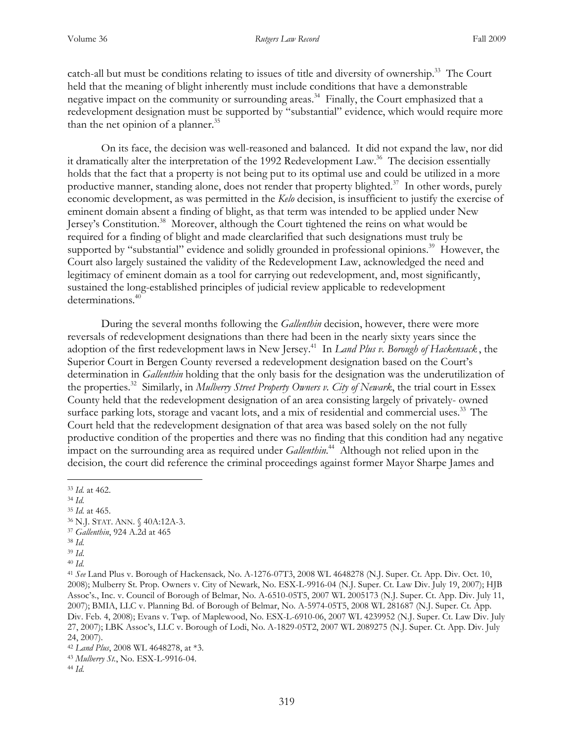catch-all but must be conditions relating to issues of title and diversity of ownership.[33] The Court held that the meaning of blight inherently must include conditions that have a demonstrable negative impact on the community or surrounding areas.[34] Finally, the Court emphasized that a redevelopment designation must be supported by "substantial" evidence, which would require more than the net opinion of a planner.[35]

On its face, the decision was well-reasoned and balanced. It did not expand the law, nor did it dramatically alter the interpretation of the 1992 Redevelopment Law.[36] The decision essentially holds that the fact that a property is not being put to its optimal use and could be utilized in a more productive manner, standing alone, does not render that property blighted.[37] In other words, purely economic development, as was permitted in the *Kelo* decision, is insufficient to justify the exercise of eminent domain absent a finding of blight, as that term was intended to be applied under New Jersey's Constitution.[38] Moreover, although the Court tightened the reins on what would be required for a finding of blight and made clearclarified that such designations must truly be supported by "substantial" evidence and solidly grounded in professional opinions.[39] However, the Court also largely sustained the validity of the Redevelopment Law, acknowledged the need and legitimacy of eminent domain as a tool for carrying out redevelopment, and, most significantly, sustained the long-established principles of judicial review applicable to redevelopment determinations.[40]

During the several months following the *Gallenthin* decision, however, there were more reversals of redevelopment designations than there had been in the nearly sixty years since the adoption of the first redevelopment laws in New Jersey.[41] In *Land Plus v. Borough of Hackensack* , the Superior Court in Bergen County reversed a redevelopment designation based on the Court's determination in *Gallenthin* holding that the only basis for the designation was the underutilization of the properties.[32] Similarly, in *Mulberry Street Property Owners v. City of Newark*, the trial court in Essex County held that the redevelopment designation of an area consisting largely of privately- owned surface parking lots, storage and vacant lots, and a mix of residential and commercial uses.[33] The Court held that the redevelopment designation of that area was based solely on the not fully productive condition of the properties and there was no finding that this condition had any negative impact on the surrounding area as required under *Gallenthin*.[44] Although not relied upon in the decision, the court did reference the criminal proceedings against former Mayor Sharpe James and

---

[33] *Id.* at 462.

[34] *Id.*

[35] *Id.* at 465.

[36] N.J. STAT. ANN. § 40A:12A-3.

[37] *Gallenthin*, 924 A.2d at 465

[38] *Id.*

[39] *Id.*

[40] *Id.*

[41] *See* Land Plus v. Borough of Hackensack, No. A-1276-07T3, 2008 WL 4648278 (N.J. Super. Ct. App. Div. Oct. 10, 2008); Mulberry St. Prop. Owners v. City of Newark, No. ESX-L-9916-04 (N.J. Super. Ct. Law Div. July 19, 2007); HJB Assoc's., Inc. v. Council of Borough of Belmar, No. A-6510-05T5, 2007 WL 2005173 (N.J. Super. Ct. App. Div. July 11, 2007); BMIA, LLC v. Planning Bd. of Borough of Belmar, No. A-5974-05T5, 2008 WL 281687 (N.J. Super. Ct. App. Div. Feb. 4, 2008); Evans v. Twp. of Maplewood, No. ESX-L-6910-06, 2007 WL 4239952 (N.J. Super. Ct. Law Div. July 27, 2007); LBK Assoc's, LLC v. Borough of Lodi, No. A-1829-05T2, 2007 WL 2089275 (N.J. Super. Ct. App. Div. July 24, 2007).

[42] *Land Plus*, 2008 WL 4648278, at *3.

[43] *Mulberry St.*, No. ESX-L-9916-04.

[44] *Id.*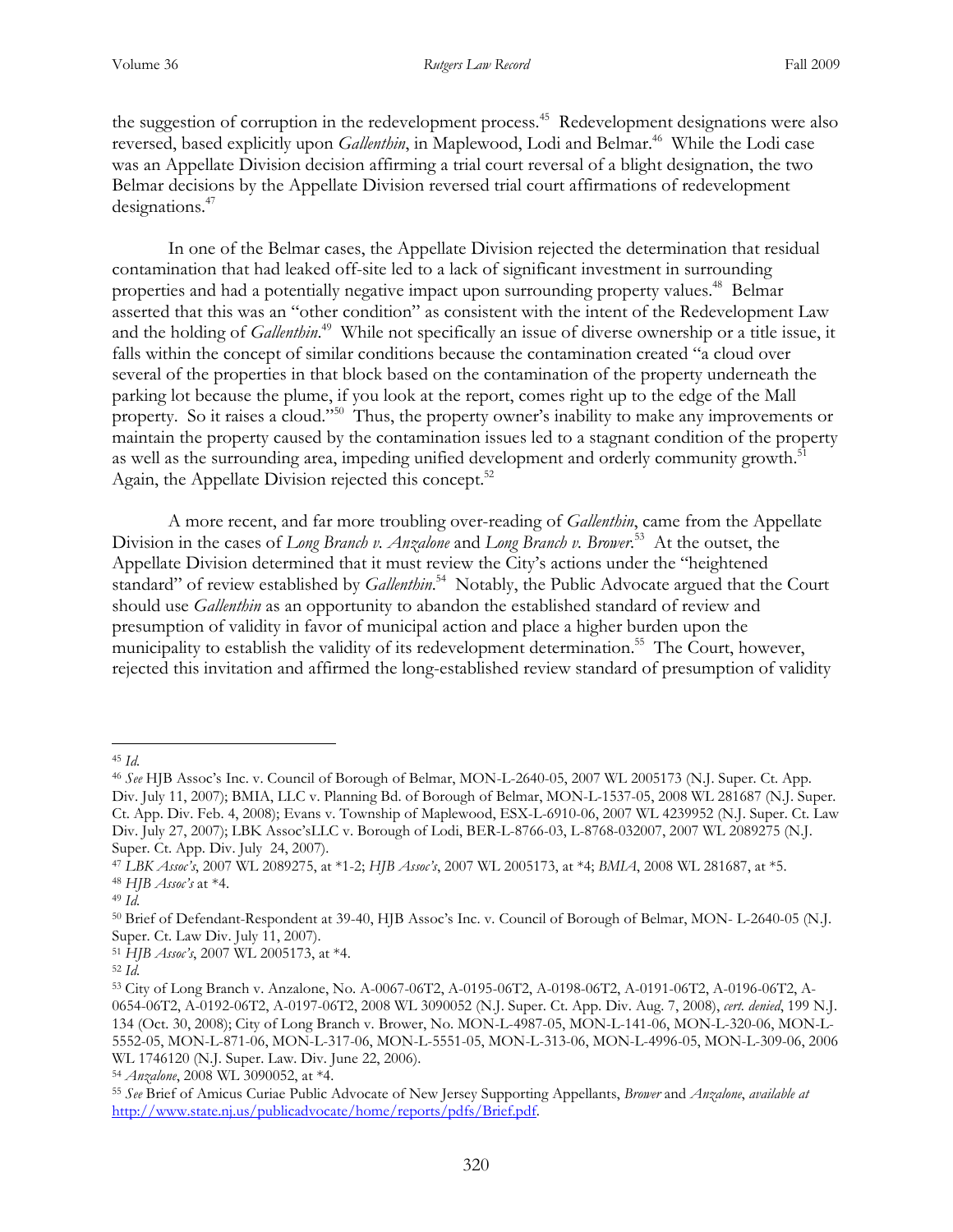the suggestion of corruption in the redevelopment process.[45] Redevelopment designations were also reversed, based explicitly upon *Gallenthin*, in Maplewood, Lodi and Belmar.[46] While the Lodi case was an Appellate Division decision affirming a trial court reversal of a blight designation, the two Belmar decisions by the Appellate Division reversed trial court affirmations of redevelopment designations.[47]

In one of the Belmar cases, the Appellate Division rejected the determination that residual contamination that had leaked off-site led to a lack of significant investment in surrounding properties and had a potentially negative impact upon surrounding property values.[48] Belmar asserted that this was an "other condition" as consistent with the intent of the Redevelopment Law and the holding of *Gallenthin*.[49] While not specifically an issue of diverse ownership or a title issue, it falls within the concept of similar conditions because the contamination created "a cloud over several of the properties in that block based on the contamination of the property underneath the parking lot because the plume, if you look at the report, comes right up to the edge of the Mall property. So it raises a cloud."[50] Thus, the property owner's inability to make any improvements or maintain the property caused by the contamination issues led to a stagnant condition of the property as well as the surrounding area, impeding unified development and orderly community growth.[51] Again, the Appellate Division rejected this concept.[52]

A more recent, and far more troubling over-reading of *Gallenthin*, came from the Appellate Division in the cases of *Long Branch v. Anzalone* and *Long Branch v. Brower*.[53] At the outset, the Appellate Division determined that it must review the City's actions under the "heightened standard" of review established by *Gallenthin*.[54] Notably, the Public Advocate argued that the Court should use *Gallenthin* as an opportunity to abandon the established standard of review and presumption of validity in favor of municipal action and place a higher burden upon the municipality to establish the validity of its redevelopment determination.[55] The Court, however, rejected this invitation and affirmed the long-established review standard of presumption of validity

---

[45] *Id.*

[46] *See* HJB Assoc's Inc. v. Council of Borough of Belmar, MON-L-2640-05, 2007 WL 2005173 (N.J. Super. Ct. App. Div. July 11, 2007); BMIA, LLC v. Planning Bd. of Borough of Belmar, MON-L-1537-05, 2008 WL 281687 (N.J. Super. Ct. App. Div. Feb. 4, 2008); Evans v. Township of Maplewood, ESX-L-6910-06, 2007 WL 4239952 (N.J. Super. Ct. Law Div. July 27, 2007); LBK Assoc'sLLC v. Borough of Lodi, BER-L-8766-03, L-8768-032007, 2007 WL 2089275 (N.J. Super. Ct. App. Div. July 24, 2007).

[47] *LBK Assoc's*, 2007 WL 2089275, at *1-2; *HJB Assoc's*, 2007 WL 2005173, at *4; *BMIA*, 2008 WL 281687, at *5.

[48] *HJB Assoc's* at *4.

[49] *Id.*

[50] Brief of Defendant-Respondent at 39-40, HJB Assoc's Inc. v. Council of Borough of Belmar, MON- L-2640-05 (N.J. Super. Ct. Law Div. July 11, 2007).

[51] *HJB Assoc's*, 2007 WL 2005173, at *4.

[52] *Id.*

[53] City of Long Branch v. Anzalone, No. A-0067-06T2, A-0195-06T2, A-0198-06T2, A-0191-06T2, A-0196-06T2, A-0654-06T2, A-0192-06T2, A-0197-06T2, 2008 WL 3090052 (N.J. Super. Ct. App. Div. Aug. 7, 2008), *cert. denied*, 199 N.J. 134 (Oct. 30, 2008); City of Long Branch v. Brower, No. MON-L-4987-05, MON-L-141-06, MON-L-320-06, MON-L-5552-05, MON-L-871-06, MON-L-317-06, MON-L-5551-05, MON-L-313-06, MON-L-4996-05, MON-L-309-06, 2006 WL 1746120 (N.J. Super. Law. Div. June 22, 2006).

[54] *Anzalone*, 2008 WL 3090052, at *4.

[55] *See* Brief of Amicus Curiae Public Advocate of New Jersey Supporting Appellants, *Brower* and *Anzalone*, *available at* http://www.state.nj.us/publicadvocate/home/reports/pdfs/Brief.pdf.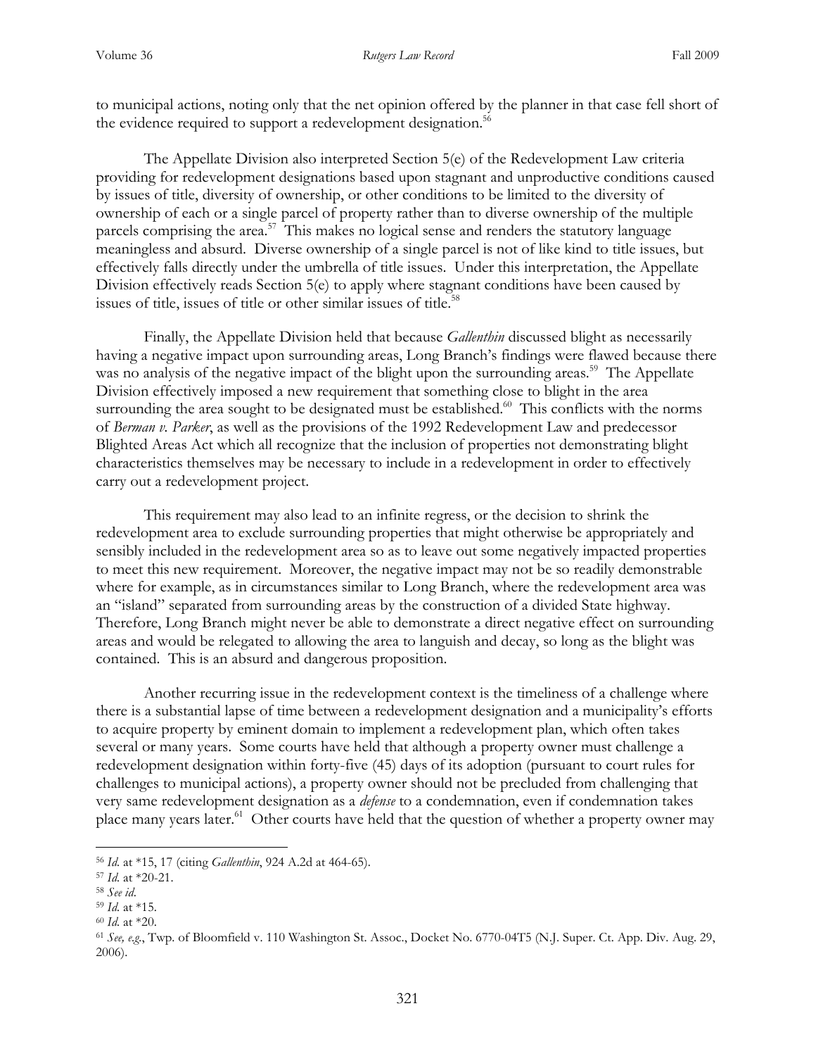to municipal actions, noting only that the net opinion offered by the planner in that case fell short of the evidence required to support a redevelopment designation.[56]

The Appellate Division also interpreted Section 5(e) of the Redevelopment Law criteria providing for redevelopment designations based upon stagnant and unproductive conditions caused by issues of title, diversity of ownership, or other conditions to be limited to the diversity of ownership of each or a single parcel of property rather than to diverse ownership of the multiple parcels comprising the area.[57] This makes no logical sense and renders the statutory language meaningless and absurd. Diverse ownership of a single parcel is not of like kind to title issues, but effectively falls directly under the umbrella of title issues. Under this interpretation, the Appellate Division effectively reads Section 5(e) to apply where stagnant conditions have been caused by issues of title, issues of title or other similar issues of title.[58]

Finally, the Appellate Division held that because *Gallenthin* discussed blight as necessarily having a negative impact upon surrounding areas, Long Branch's findings were flawed because there was no analysis of the negative impact of the blight upon the surrounding areas.[59] The Appellate Division effectively imposed a new requirement that something close to blight in the area surrounding the area sought to be designated must be established.[60] This conflicts with the norms of *Berman v. Parker*, as well as the provisions of the 1992 Redevelopment Law and predecessor Blighted Areas Act which all recognize that the inclusion of properties not demonstrating blight characteristics themselves may be necessary to include in a redevelopment in order to effectively carry out a redevelopment project.

This requirement may also lead to an infinite regress, or the decision to shrink the redevelopment area to exclude surrounding properties that might otherwise be appropriately and sensibly included in the redevelopment area so as to leave out some negatively impacted properties to meet this new requirement. Moreover, the negative impact may not be so readily demonstrable where for example, as in circumstances similar to Long Branch, where the redevelopment area was an "island" separated from surrounding areas by the construction of a divided State highway. Therefore, Long Branch might never be able to demonstrate a direct negative effect on surrounding areas and would be relegated to allowing the area to languish and decay, so long as the blight was contained. This is an absurd and dangerous proposition.

Another recurring issue in the redevelopment context is the timeliness of a challenge where there is a substantial lapse of time between a redevelopment designation and a municipality's efforts to acquire property by eminent domain to implement a redevelopment plan, which often takes several or many years. Some courts have held that although a property owner must challenge a redevelopment designation within forty-five (45) days of its adoption (pursuant to court rules for challenges to municipal actions), a property owner should not be precluded from challenging that very same redevelopment designation as a *defense* to a condemnation, even if condemnation takes place many years later.[61] Other courts have held that the question of whether a property owner may

---

[56] *Id.* at *15, 17 (citing *Gallenthin*, 924 A.2d at 464-65).

[57] *Id.* at *20-21.

[58] *See id.*

[59] *Id.* at *15.

[60] *Id.* at *20.

[61] *See, e.g.*, Twp. of Bloomfield v. 110 Washington St. Assoc., Docket No. 6770-04T5 (N.J. Super. Ct. App. Div. Aug. 29, 2006).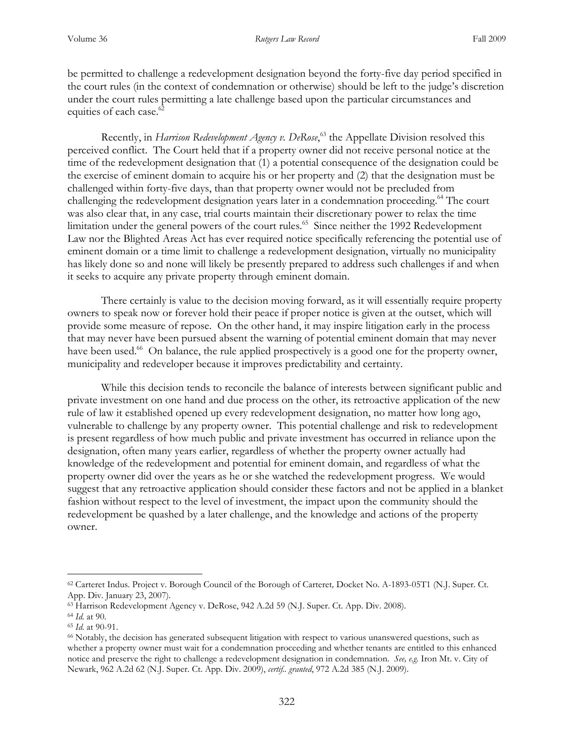be permitted to challenge a redevelopment designation beyond the forty-five day period specified in the court rules (in the context of condemnation or otherwise) should be left to the judge's discretion under the court rules permitting a late challenge based upon the particular circumstances and equities of each case.[62]

Recently, in *Harrison Redevelopment Agency v. DeRose*,[63] the Appellate Division resolved this perceived conflict. The Court held that if a property owner did not receive personal notice at the time of the redevelopment designation that (1) a potential consequence of the designation could be the exercise of eminent domain to acquire his or her property and (2) that the designation must be challenged within forty-five days, than that property owner would not be precluded from challenging the redevelopment designation years later in a condemnation proceeding.[64] The court was also clear that, in any case, trial courts maintain their discretionary power to relax the time limitation under the general powers of the court rules.[65] Since neither the 1992 Redevelopment Law nor the Blighted Areas Act has ever required notice specifically referencing the potential use of eminent domain or a time limit to challenge a redevelopment designation, virtually no municipality has likely done so and none will likely be presently prepared to address such challenges if and when it seeks to acquire any private property through eminent domain.

There certainly is value to the decision moving forward, as it will essentially require property owners to speak now or forever hold their peace if proper notice is given at the outset, which will provide some measure of repose. On the other hand, it may inspire litigation early in the process that may never have been pursued absent the warning of potential eminent domain that may never have been used.[66] On balance, the rule applied prospectively is a good one for the property owner, municipality and redeveloper because it improves predictability and certainty.

While this decision tends to reconcile the balance of interests between significant public and private investment on one hand and due process on the other, its retroactive application of the new rule of law it established opened up every redevelopment designation, no matter how long ago, vulnerable to challenge by any property owner. This potential challenge and risk to redevelopment is present regardless of how much public and private investment has occurred in reliance upon the designation, often many years earlier, regardless of whether the property owner actually had knowledge of the redevelopment and potential for eminent domain, and regardless of what the property owner did over the years as he or she watched the redevelopment progress. We would suggest that any retroactive application should consider these factors and not be applied in a blanket fashion without respect to the level of investment, the impact upon the community should the redevelopment be quashed by a later challenge, and the knowledge and actions of the property owner.

---

[62] Carteret Indus. Project v. Borough Council of the Borough of Carteret*,* Docket No. A-1893-05T1 (N.J. Super. Ct. App. Div. January 23, 2007).

[63] Harrison Redevelopment Agency v. DeRose, 942 A.2d 59 (N.J. Super. Ct. App. Div. 2008).

[64] *Id.* at 90.

[65] *Id.* at 90-91.

[66] Notably, the decision has generated subsequent litigation with respect to various unanswered questions, such as whether a property owner must wait for a condemnation proceeding and whether tenants are entitled to this enhanced notice and preserve the right to challenge a redevelopment designation in condemnation. *See, e.g.* Iron Mt. v. City of Newark, 962 A.2d 62 (N.J. Super. Ct. App. Div. 2009), *certif.. granted*, 972 A.2d 385 (N.J. 2009).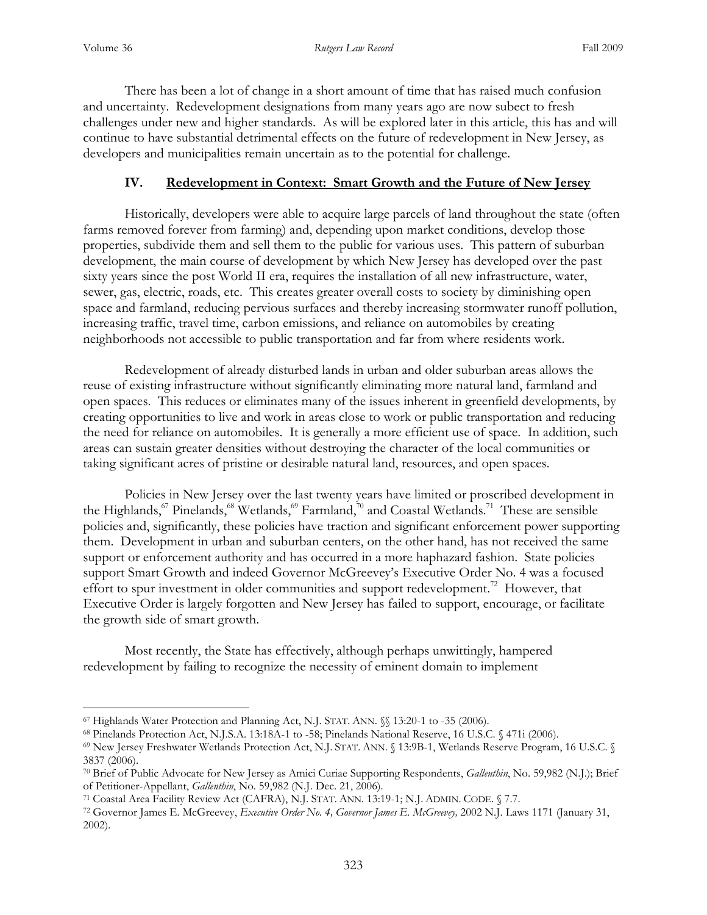There has been a lot of change in a short amount of time that has raised much confusion and uncertainty. Redevelopment designations from many years ago are now subect to fresh challenges under new and higher standards. As will be explored later in this article, this has and will continue to have substantial detrimental effects on the future of redevelopment in New Jersey, as developers and municipalities remain uncertain as to the potential for challenge.

## IV. <u>Redevelopment in Context: Smart Growth and the Future of New Jersey</u>

Historically, developers were able to acquire large parcels of land throughout the state (often farms removed forever from farming) and, depending upon market conditions, develop those properties, subdivide them and sell them to the public for various uses. This pattern of suburban development, the main course of development by which New Jersey has developed over the past sixty years since the post World II era, requires the installation of all new infrastructure, water, sewer, gas, electric, roads, etc. This creates greater overall costs to society by diminishing open space and farmland, reducing pervious surfaces and thereby increasing stormwater runoff pollution, increasing traffic, travel time, carbon emissions, and reliance on automobiles by creating neighborhoods not accessible to public transportation and far from where residents work.

Redevelopment of already disturbed lands in urban and older suburban areas allows the reuse of existing infrastructure without significantly eliminating more natural land, farmland and open spaces. This reduces or eliminates many of the issues inherent in greenfield developments, by creating opportunities to live and work in areas close to work or public transportation and reducing the need for reliance on automobiles. It is generally a more efficient use of space. In addition, such areas can sustain greater densities without destroying the character of the local communities or taking significant acres of pristine or desirable natural land, resources, and open spaces.

Policies in New Jersey over the last twenty years have limited or proscribed development in the Highlands,[67] Pinelands,[68] Wetlands,[69] Farmland,[70] and Coastal Wetlands.[71] These are sensible policies and, significantly, these policies have traction and significant enforcement power supporting them. Development in urban and suburban centers, on the other hand, has not received the same support or enforcement authority and has occurred in a more haphazard fashion. State policies support Smart Growth and indeed Governor McGreevey's Executive Order No. 4 was a focused effort to spur investment in older communities and support redevelopment.[72] However, that Executive Order is largely forgotten and New Jersey has failed to support, encourage, or facilitate the growth side of smart growth.

Most recently, the State has effectively, although perhaps unwittingly, hampered redevelopment by failing to recognize the necessity of eminent domain to implement

---

[67] Highlands Water Protection and Planning Act, N.J. STAT. ANN. §§ 13:20-1 to -35 (2006).

[68] Pinelands Protection Act, N.J.S.A. 13:18A-1 to -58; Pinelands National Reserve, 16 U.S.C. § 471i (2006).

[69] New Jersey Freshwater Wetlands Protection Act, N.J. STAT. ANN. § 13:9B-1, Wetlands Reserve Program, 16 U.S.C. § 3837 (2006).

[70] Brief of Public Advocate for New Jersey as Amici Curiae Supporting Respondents, *Gallenthin*, No. 59,982 (N.J.); Brief of Petitioner-Appellant, *Gallenthin*, No. 59,982 (N.J. Dec. 21, 2006).

[71] Coastal Area Facility Review Act (CAFRA), N.J. STAT. ANN. 13:19-1; N.J. ADMIN. CODE. § 7.7.

[72] Governor James E. McGreevey, *Executive Order No. 4, Governor James E. McGreevey,* 2002 N.J. Laws 1171 (January 31, 2002).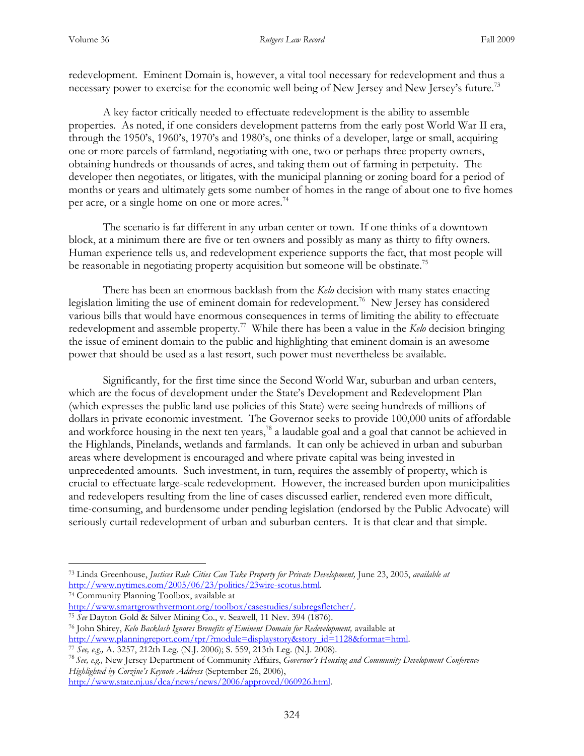redevelopment. Eminent Domain is, however, a vital tool necessary for redevelopment and thus a necessary power to exercise for the economic well being of New Jersey and New Jersey's future.[73]

A key factor critically needed to effectuate redevelopment is the ability to assemble properties. As noted, if one considers development patterns from the early post World War II era, through the 1950's, 1960's, 1970's and 1980's, one thinks of a developer, large or small, acquiring one or more parcels of farmland, negotiating with one, two or perhaps three property owners, obtaining hundreds or thousands of acres, and taking them out of farming in perpetuity. The developer then negotiates, or litigates, with the municipal planning or zoning board for a period of months or years and ultimately gets some number of homes in the range of about one to five homes per acre, or a single home on one or more acres.[74]

The scenario is far different in any urban center or town. If one thinks of a downtown block, at a minimum there are five or ten owners and possibly as many as thirty to fifty owners. Human experience tells us, and redevelopment experience supports the fact, that most people will be reasonable in negotiating property acquisition but someone will be obstinate.[75]

There has been an enormous backlash from the *Kelo* decision with many states enacting legislation limiting the use of eminent domain for redevelopment.[76] New Jersey has considered various bills that would have enormous consequences in terms of limiting the ability to effectuate redevelopment and assemble property.[77] While there has been a value in the *Kelo* decision bringing the issue of eminent domain to the public and highlighting that eminent domain is an awesome power that should be used as a last resort, such power must nevertheless be available.

Significantly, for the first time since the Second World War, suburban and urban centers, which are the focus of development under the State's Development and Redevelopment Plan (which expresses the public land use policies of this State) were seeing hundreds of millions of dollars in private economic investment. The Governor seeks to provide 100,000 units of affordable and workforce housing in the next ten years,[78] a laudable goal and a goal that cannot be achieved in the Highlands, Pinelands, wetlands and farmlands. It can only be achieved in urban and suburban areas where development is encouraged and where private capital was being invested in unprecedented amounts. Such investment, in turn, requires the assembly of property, which is crucial to effectuate large-scale redevelopment. However, the increased burden upon municipalities and redevelopers resulting from the line of cases discussed earlier, rendered even more difficult, time-consuming, and burdensome under pending legislation (endorsed by the Public Advocate) will seriously curtail redevelopment of urban and suburban centers. It is that clear and that simple.

---

[73] Linda Greenhouse, *Justices Rule Cities Can Take Property for Private Development,* June 23, 2005, *available at* http://www.nytimes.com/2005/06/23/politics/23wire-scotus.html.

[74] Community Planning Toolbox, available at http://www.smartgrowthvermont.org/toolbox/casestudies/subregsfletcher/.

[75] *See* Dayton Gold & Silver Mining Co., v. Seawell, 11 Nev. 394 (1876).

[76] John Shirey, *Kelo Backlash Ignores Brenefits of Eminent Domain for Redevelopment,* available at http://www.planningreport.com/tpr/?module=displaystory&story_id=1128&format=html.

[77] *See, e.g.,* A. 3257, 212th Leg. (N.J. 2006); S. 559, 213th Leg. (N.J. 2008).

[78] *See, e.g.,* New Jersey Department of Community Affairs, *Governor's Housing and Community Development Conference Highlighted by Corzine's Keynote Address* (September 26, 2006), http://www.state.nj.us/dca/news/news/2006/approved/060926.html.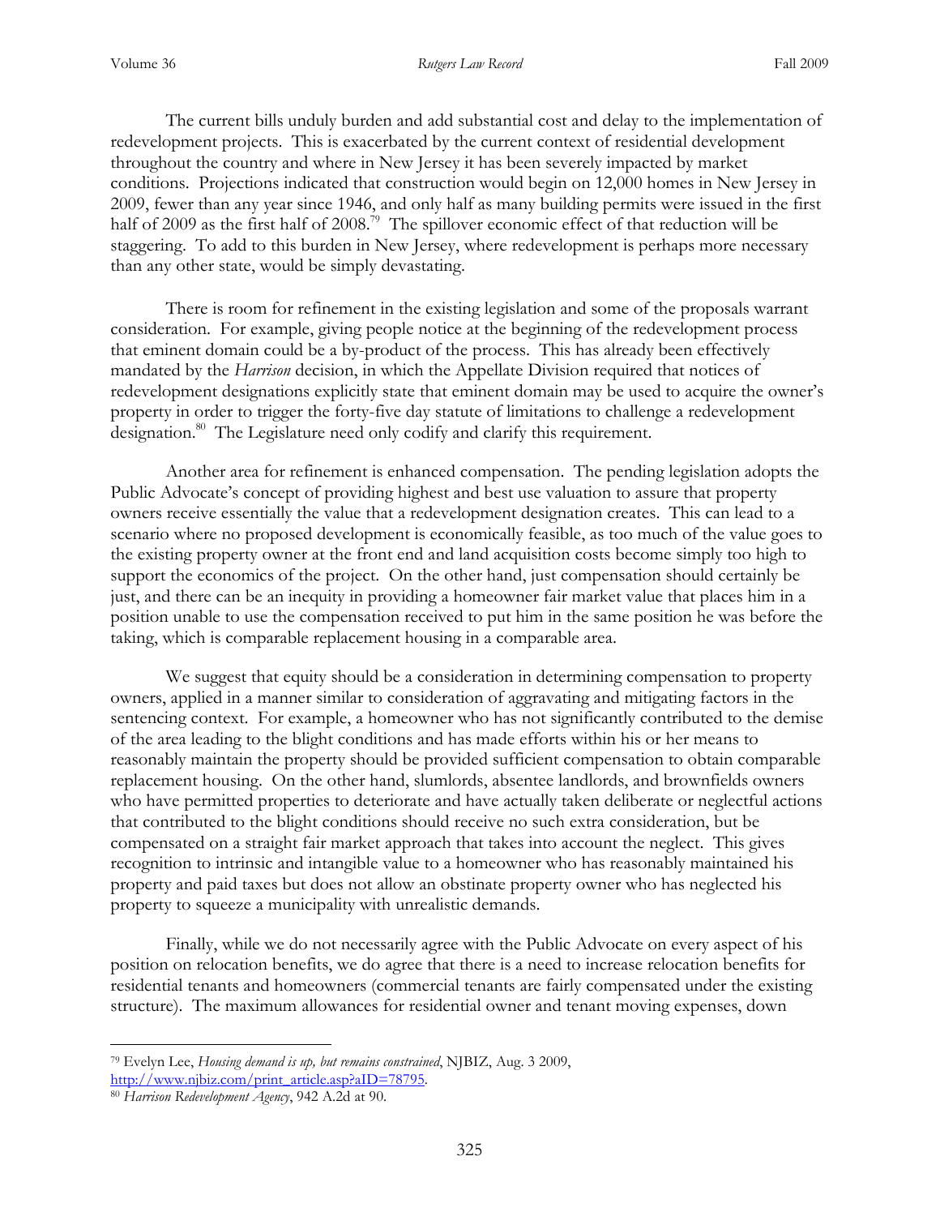The current bills unduly burden and add substantial cost and delay to the implementation of redevelopment projects. This is exacerbated by the current context of residential development throughout the country and where in New Jersey it has been severely impacted by market conditions. Projections indicated that construction would begin on 12,000 homes in New Jersey in 2009, fewer than any year since 1946, and only half as many building permits were issued in the first half of 2009 as the first half of 2008.[79] The spillover economic effect of that reduction will be staggering. To add to this burden in New Jersey, where redevelopment is perhaps more necessary than any other state, would be simply devastating.

There is room for refinement in the existing legislation and some of the proposals warrant consideration. For example, giving people notice at the beginning of the redevelopment process that eminent domain could be a by-product of the process. This has already been effectively mandated by the *Harrison* decision, in which the Appellate Division required that notices of redevelopment designations explicitly state that eminent domain may be used to acquire the owner's property in order to trigger the forty-five day statute of limitations to challenge a redevelopment designation.[80] The Legislature need only codify and clarify this requirement.

Another area for refinement is enhanced compensation. The pending legislation adopts the Public Advocate's concept of providing highest and best use valuation to assure that property owners receive essentially the value that a redevelopment designation creates. This can lead to a scenario where no proposed development is economically feasible, as too much of the value goes to the existing property owner at the front end and land acquisition costs become simply too high to support the economics of the project. On the other hand, just compensation should certainly be just, and there can be an inequity in providing a homeowner fair market value that places him in a position unable to use the compensation received to put him in the same position he was before the taking, which is comparable replacement housing in a comparable area.

We suggest that equity should be a consideration in determining compensation to property owners, applied in a manner similar to consideration of aggravating and mitigating factors in the sentencing context. For example, a homeowner who has not significantly contributed to the demise of the area leading to the blight conditions and has made efforts within his or her means to reasonably maintain the property should be provided sufficient compensation to obtain comparable replacement housing. On the other hand, slumlords, absentee landlords, and brownfields owners who have permitted properties to deteriorate and have actually taken deliberate or neglectful actions that contributed to the blight conditions should receive no such extra consideration, but be compensated on a straight fair market approach that takes into account the neglect. This gives recognition to intrinsic and intangible value to a homeowner who has reasonably maintained his property and paid taxes but does not allow an obstinate property owner who has neglected his property to squeeze a municipality with unrealistic demands.

Finally, while we do not necessarily agree with the Public Advocate on every aspect of his position on relocation benefits, we do agree that there is a need to increase relocation benefits for residential tenants and homeowners (commercial tenants are fairly compensated under the existing structure). The maximum allowances for residential owner and tenant moving expenses, down

---

[79] Evelyn Lee, *Housing demand is up, but remains constrained*, NJBIZ, Aug. 3 2009, http://www.njbiz.com/print_article.asp?aID=78795.

[80] *Harrison Redevelopment Agency*, 942 A.2d at 90.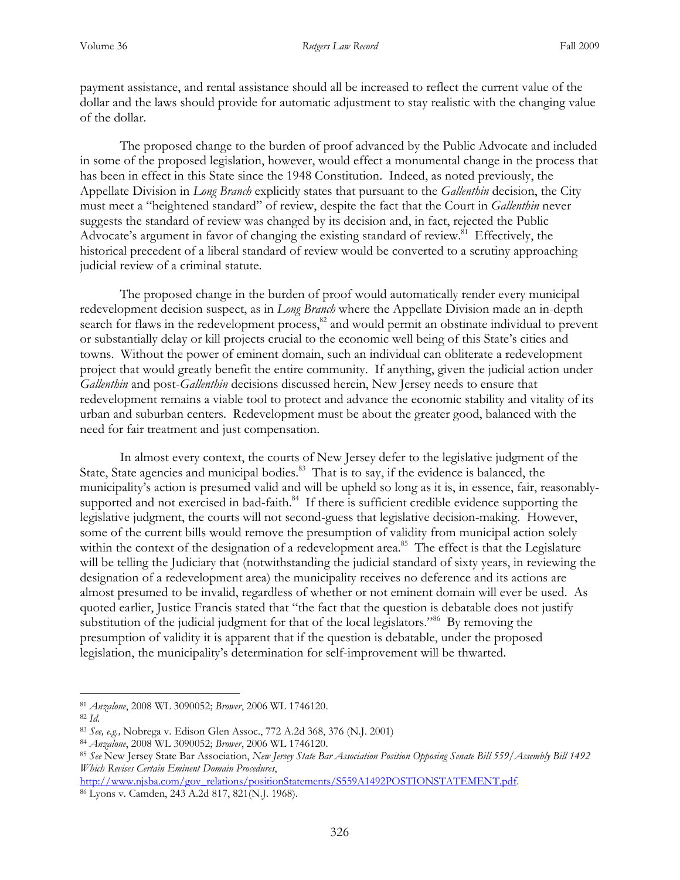payment assistance, and rental assistance should all be increased to reflect the current value of the dollar and the laws should provide for automatic adjustment to stay realistic with the changing value of the dollar.

The proposed change to the burden of proof advanced by the Public Advocate and included in some of the proposed legislation, however, would effect a monumental change in the process that has been in effect in this State since the 1948 Constitution. Indeed, as noted previously, the Appellate Division in *Long Branch* explicitly states that pursuant to the *Gallenthin* decision, the City must meet a "heightened standard" of review, despite the fact that the Court in *Gallenthin* never suggests the standard of review was changed by its decision and, in fact, rejected the Public Advocate's argument in favor of changing the existing standard of review.[81] Effectively, the historical precedent of a liberal standard of review would be converted to a scrutiny approaching judicial review of a criminal statute.

The proposed change in the burden of proof would automatically render every municipal redevelopment decision suspect, as in *Long Branch* where the Appellate Division made an in-depth search for flaws in the redevelopment process,[82] and would permit an obstinate individual to prevent or substantially delay or kill projects crucial to the economic well being of this State's cities and towns. Without the power of eminent domain, such an individual can obliterate a redevelopment project that would greatly benefit the entire community. If anything, given the judicial action under *Gallenthin* and post-*Gallenthin* decisions discussed herein, New Jersey needs to ensure that redevelopment remains a viable tool to protect and advance the economic stability and vitality of its urban and suburban centers. Redevelopment must be about the greater good, balanced with the need for fair treatment and just compensation.

In almost every context, the courts of New Jersey defer to the legislative judgment of the State, State agencies and municipal bodies.[83] That is to say, if the evidence is balanced, the municipality's action is presumed valid and will be upheld so long as it is, in essence, fair, reasonably-supported and not exercised in bad-faith.[84] If there is sufficient credible evidence supporting the legislative judgment, the courts will not second-guess that legislative decision-making. However, some of the current bills would remove the presumption of validity from municipal action solely within the context of the designation of a redevelopment area.[85] The effect is that the Legislature will be telling the Judiciary that (notwithstanding the judicial standard of sixty years, in reviewing the designation of a redevelopment area) the municipality receives no deference and its actions are almost presumed to be invalid, regardless of whether or not eminent domain will ever be used. As quoted earlier, Justice Francis stated that "the fact that the question is debatable does not justify substitution of the judicial judgment for that of the local legislators."[86] By removing the presumption of validity it is apparent that if the question is debatable, under the proposed legislation, the municipality's determination for self-improvement will be thwarted.

---

[81] *Anzalone*, 2008 WL 3090052; *Brower*, 2006 WL 1746120.

[82] *Id.*

[83] *See, e.g.,* Nobrega v. Edison Glen Assoc., 772 A.2d 368, 376 (N.J. 2001)

[84] *Anzalone*, 2008 WL 3090052; *Brower*, 2006 WL 1746120.

[85] *See* New Jersey State Bar Association, *New Jersey State Bar Association Position Opposing Senate Bill 559/Assembly Bill 1492 Which Revises Certain Eminent Domain Procedures*, http://www.njsba.com/gov_relations/positionStatements/S559A1492POSTIONSTATEMENT.pdf.

[86] Lyons v. Camden, 243 A.2d 817, 821(N.J. 1968).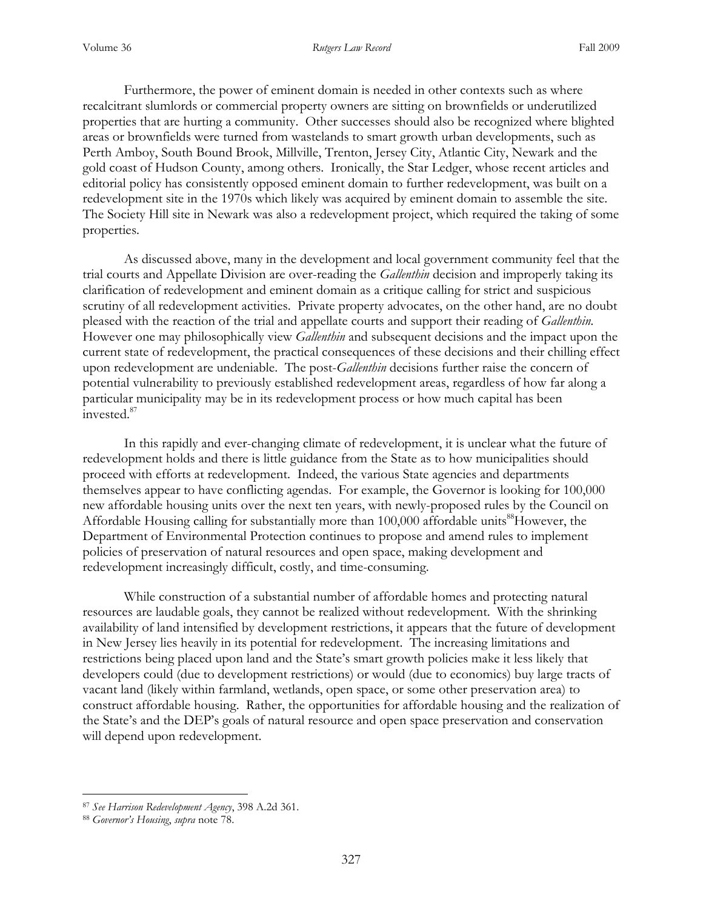Furthermore, the power of eminent domain is needed in other contexts such as where recalcitrant slumlords or commercial property owners are sitting on brownfields or underutilized properties that are hurting a community. Other successes should also be recognized where blighted areas or brownfields were turned from wastelands to smart growth urban developments, such as Perth Amboy, South Bound Brook, Millville, Trenton, Jersey City, Atlantic City, Newark and the gold coast of Hudson County, among others. Ironically, the Star Ledger, whose recent articles and editorial policy has consistently opposed eminent domain to further redevelopment, was built on a redevelopment site in the 1970s which likely was acquired by eminent domain to assemble the site. The Society Hill site in Newark was also a redevelopment project, which required the taking of some properties.

As discussed above, many in the development and local government community feel that the trial courts and Appellate Division are over-reading the *Gallenthin* decision and improperly taking its clarification of redevelopment and eminent domain as a critique calling for strict and suspicious scrutiny of all redevelopment activities. Private property advocates, on the other hand, are no doubt pleased with the reaction of the trial and appellate courts and support their reading of *Gallenthin*. However one may philosophically view *Gallenthin* and subsequent decisions and the impact upon the current state of redevelopment, the practical consequences of these decisions and their chilling effect upon redevelopment are undeniable. The post-*Gallenthin* decisions further raise the concern of potential vulnerability to previously established redevelopment areas, regardless of how far along a particular municipality may be in its redevelopment process or how much capital has been invested.[87]

In this rapidly and ever-changing climate of redevelopment, it is unclear what the future of redevelopment holds and there is little guidance from the State as to how municipalities should proceed with efforts at redevelopment. Indeed, the various State agencies and departments themselves appear to have conflicting agendas. For example, the Governor is looking for 100,000 new affordable housing units over the next ten years, with newly-proposed rules by the Council on Affordable Housing calling for substantially more than 100,000 affordable units[88]However, the Department of Environmental Protection continues to propose and amend rules to implement policies of preservation of natural resources and open space, making development and redevelopment increasingly difficult, costly, and time-consuming.

While construction of a substantial number of affordable homes and protecting natural resources are laudable goals, they cannot be realized without redevelopment. With the shrinking availability of land intensified by development restrictions, it appears that the future of development in New Jersey lies heavily in its potential for redevelopment. The increasing limitations and restrictions being placed upon land and the State's smart growth policies make it less likely that developers could (due to development restrictions) or would (due to economics) buy large tracts of vacant land (likely within farmland, wetlands, open space, or some other preservation area) to construct affordable housing. Rather, the opportunities for affordable housing and the realization of the State's and the DEP's goals of natural resource and open space preservation and conservation will depend upon redevelopment.

---

[87] *See Harrison Redevelopment Agency*, 398 A.2d 361.

[88] *Governor's Housing*, *supra* note 78.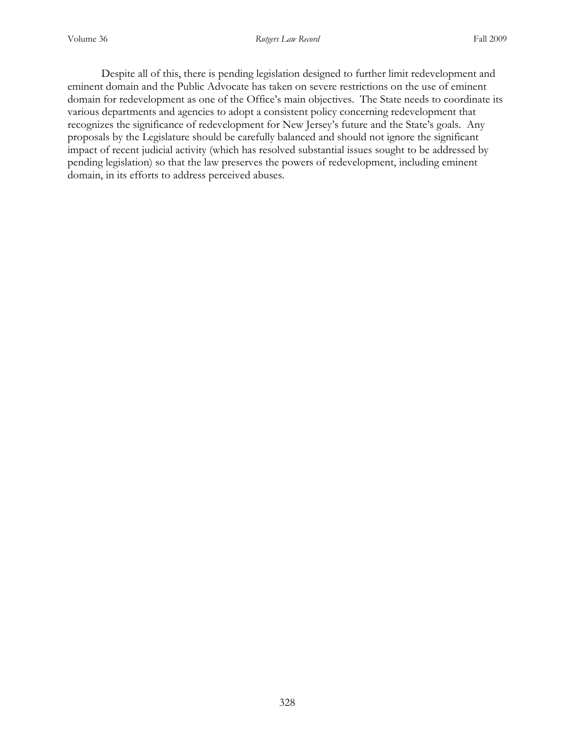Despite all of this, there is pending legislation designed to further limit redevelopment and eminent domain and the Public Advocate has taken on severe restrictions on the use of eminent domain for redevelopment as one of the Office's main objectives. The State needs to coordinate its various departments and agencies to adopt a consistent policy concerning redevelopment that recognizes the significance of redevelopment for New Jersey's future and the State's goals. Any proposals by the Legislature should be carefully balanced and should not ignore the significant impact of recent judicial activity (which has resolved substantial issues sought to be addressed by pending legislation) so that the law preserves the powers of redevelopment, including eminent domain, in its efforts to address perceived abuses.